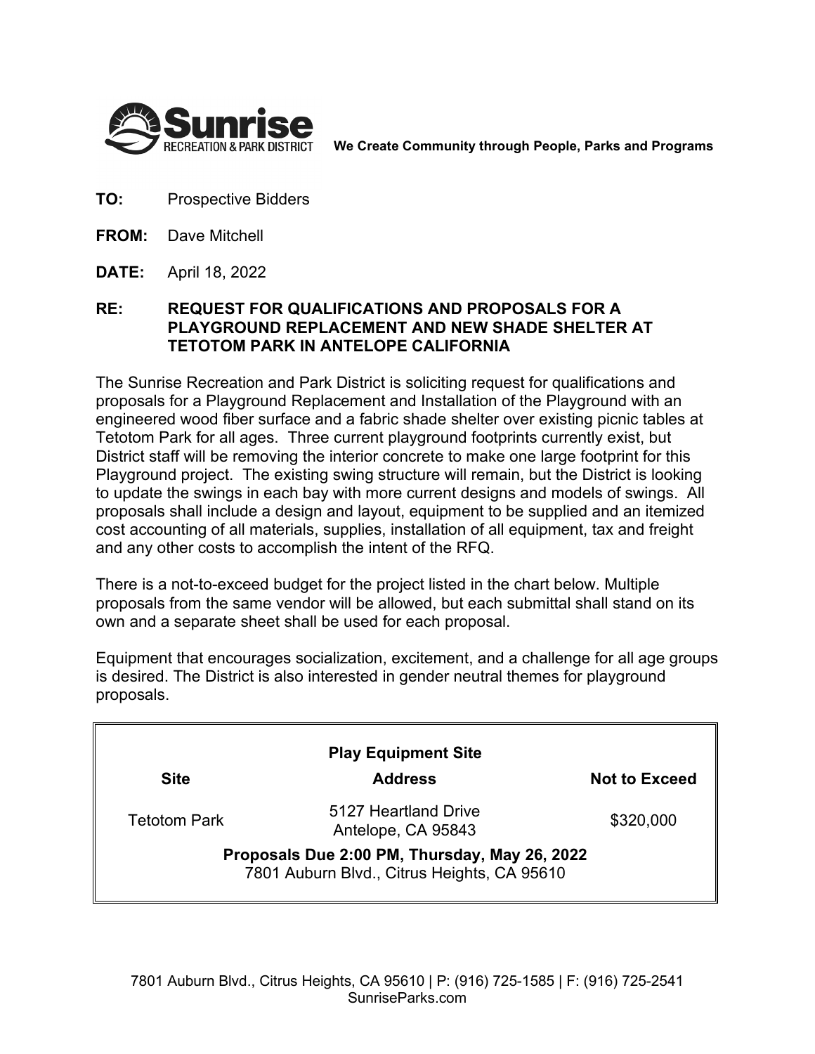**Sunrise** RECREATION & PARK DISTRICT **We Create Community through People, Parks and Programs**

**TO:** Prospective Bidders

**FROM:** Dave Mitchell

**DATE:** April 18, 2022

**RE: REQUEST FOR QUALIFICATIONS AND PROPOSALS FOR A PLAYGROUND REPLACEMENT AND NEW SHADE SHELTER AT TETOTOM PARK IN ANTELOPE CALIFORNIA**

The Sunrise Recreation and Park District is soliciting request for qualifications and proposals for a Playground Replacement and Installation of the Playground with an engineered wood fiber surface and a fabric shade shelter over existing picnic tables at Tetotom Park for all ages. Three current playground footprints currently exist, but District staff will be removing the interior concrete to make one large footprint for this Playground project. The existing swing structure will remain, but the District is looking to update the swings in each bay with more current designs and models of swings. All proposals shall include a design and layout, equipment to be supplied and an itemized cost accounting of all materials, supplies, installation of all equipment, tax and freight and any other costs to accomplish the intent of the RFQ.

There is a not-to-exceed budget for the project listed in the chart below. Multiple proposals from the same vendor will be allowed, but each submittal shall stand on its own and a separate sheet shall be used for each proposal.

Equipment that encourages socialization, excitement, and a challenge for all age groups is desired. The District is also interested in gender neutral themes for playground proposals.

| **Play Equipment Site** | | |
|---|---|---|
| **Site** | **Address** | **Not to Exceed** |
| Tetotom Park | 5127 Heartland Drive<br>Antelope, CA 95843 | $320,000 |
| **Proposals Due 2:00 PM, Thursday, May 26, 2022**<br>7801 Auburn Blvd., Citrus Heights, CA 95610 | | |

7801 Auburn Blvd., Citrus Heights, CA 95610 | P: (916) 725-1585 | F: (916) 725-2541
SunriseParks.com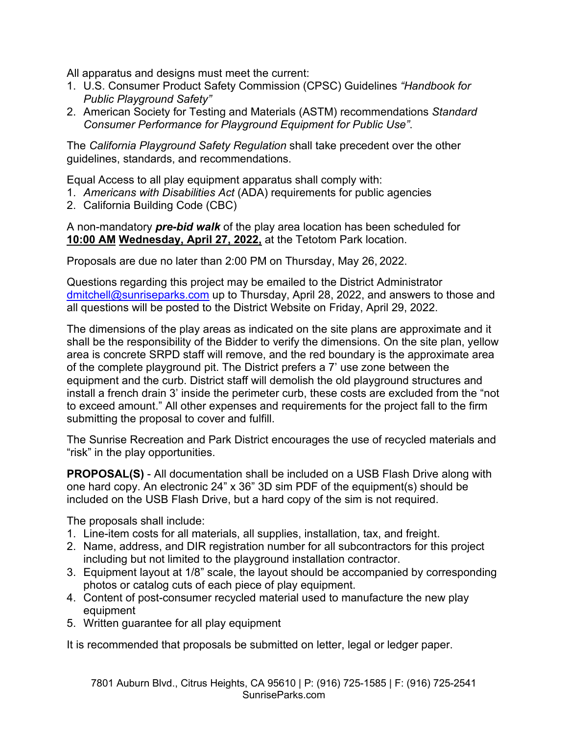All apparatus and designs must meet the current:

1. U.S. Consumer Product Safety Commission (CPSC) Guidelines *"Handbook for Public Playground Safety"*
2. American Society for Testing and Materials (ASTM) recommendations *Standard Consumer Performance for Playground Equipment for Public Use"*.

The *California Playground Safety Regulation* shall take precedent over the other guidelines, standards, and recommendations.

Equal Access to all play equipment apparatus shall comply with:

1. *Americans with Disabilities Act* (ADA) requirements for public agencies
2. California Building Code (CBC)

A non-mandatory ***pre-bid walk*** of the play area location has been scheduled for **<u>10:00 AM</u>** **<u>Wednesday, April 27, 2022,</u>** at the Tetotom Park location.

Proposals are due no later than 2:00 PM on Thursday, May 26, 2022.

Questions regarding this project may be emailed to the District Administrator dmitchell@sunriseparks.com up to Thursday, April 28, 2022, and answers to those and all questions will be posted to the District Website on Friday, April 29, 2022.

The dimensions of the play areas as indicated on the site plans are approximate and it shall be the responsibility of the Bidder to verify the dimensions. On the site plan, yellow area is concrete SRPD staff will remove, and the red boundary is the approximate area of the complete playground pit. The District prefers a 7' use zone between the equipment and the curb. District staff will demolish the old playground structures and install a french drain 3' inside the perimeter curb, these costs are excluded from the "not to exceed amount." All other expenses and requirements for the project fall to the firm submitting the proposal to cover and fulfill.

The Sunrise Recreation and Park District encourages the use of recycled materials and "risk" in the play opportunities.

**PROPOSAL(S)** - All documentation shall be included on a USB Flash Drive along with one hard copy. An electronic 24" x 36" 3D sim PDF of the equipment(s) should be included on the USB Flash Drive, but a hard copy of the sim is not required.

The proposals shall include:

1. Line-item costs for all materials, all supplies, installation, tax, and freight.
2. Name, address, and DIR registration number for all subcontractors for this project including but not limited to the playground installation contractor.
3. Equipment layout at 1/8" scale, the layout should be accompanied by corresponding photos or catalog cuts of each piece of play equipment.
4. Content of post-consumer recycled material used to manufacture the new play equipment
5. Written guarantee for all play equipment

It is recommended that proposals be submitted on letter, legal or ledger paper.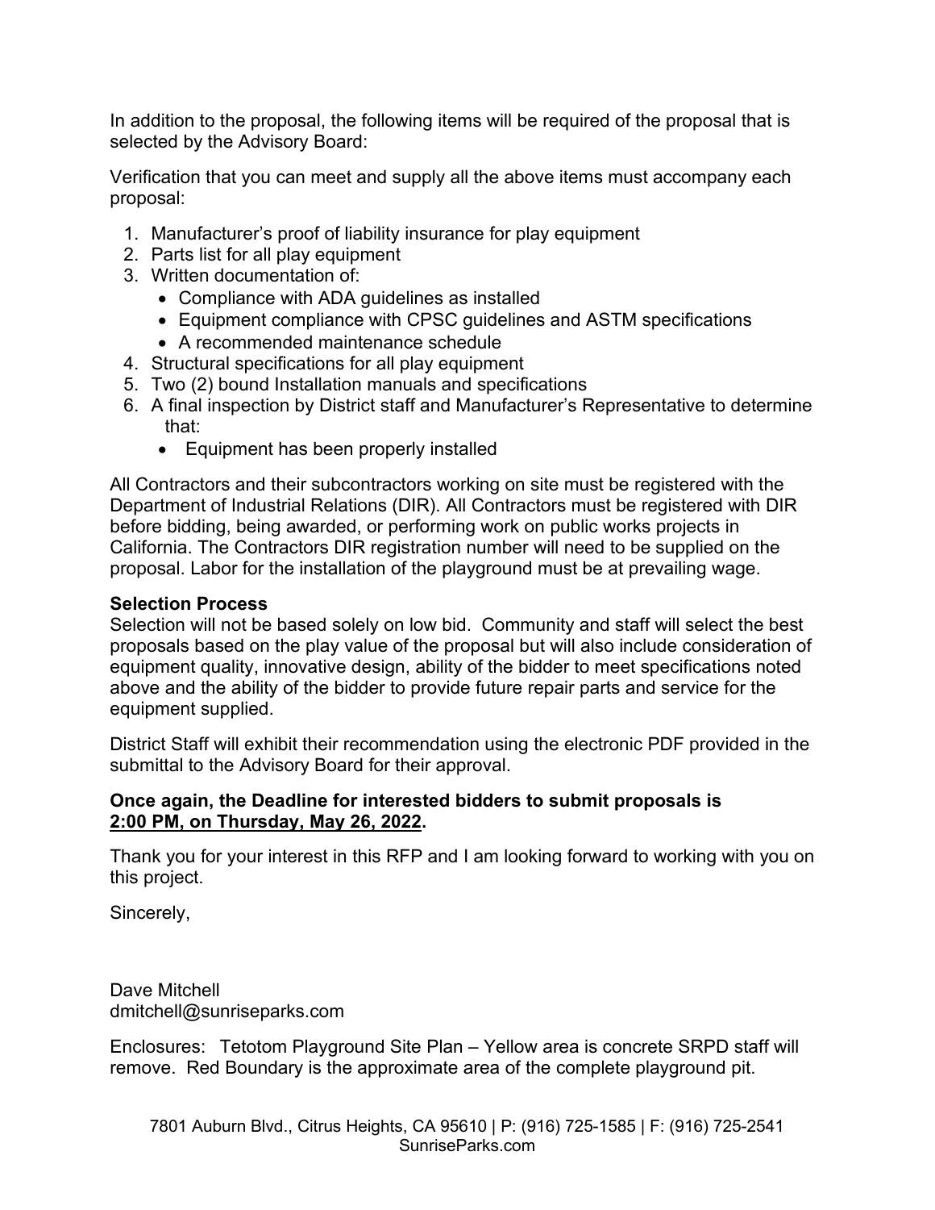In addition to the proposal, the following items will be required of the proposal that is selected by the Advisory Board:

Verification that you can meet and supply all the above items must accompany each proposal:

1. Manufacturer's proof of liability insurance for play equipment
2. Parts list for all play equipment
3. Written documentation of:
   - Compliance with ADA guidelines as installed
   - Equipment compliance with CPSC guidelines and ASTM specifications
   - A recommended maintenance schedule
4. Structural specifications for all play equipment
5. Two (2) bound Installation manuals and specifications
6. A final inspection by District staff and Manufacturer's Representative to determine that:
   - Equipment has been properly installed

All Contractors and their subcontractors working on site must be registered with the Department of Industrial Relations (DIR). All Contractors must be registered with DIR before bidding, being awarded, or performing work on public works projects in California. The Contractors DIR registration number will need to be supplied on the proposal. Labor for the installation of the playground must be at prevailing wage.

**Selection Process**
Selection will not be based solely on low bid. Community and staff will select the best proposals based on the play value of the proposal but will also include consideration of equipment quality, innovative design, ability of the bidder to meet specifications noted above and the ability of the bidder to provide future repair parts and service for the equipment supplied.

District Staff will exhibit their recommendation using the electronic PDF provided in the submittal to the Advisory Board for their approval.

**Once again, the Deadline for interested bidders to submit proposals is <u>2:00 PM, on Thursday, May 26, 2022</u>.**

Thank you for your interest in this RFP and I am looking forward to working with you on this project.

Sincerely,

Dave Mitchell
dmitchell@sunriseparks.com

Enclosures: Tetotom Playground Site Plan – Yellow area is concrete SRPD staff will remove. Red Boundary is the approximate area of the complete playground pit.

7801 Auburn Blvd., Citrus Heights, CA 95610 | P: (916) 725-1585 | F: (916) 725-2541
SunriseParks.com